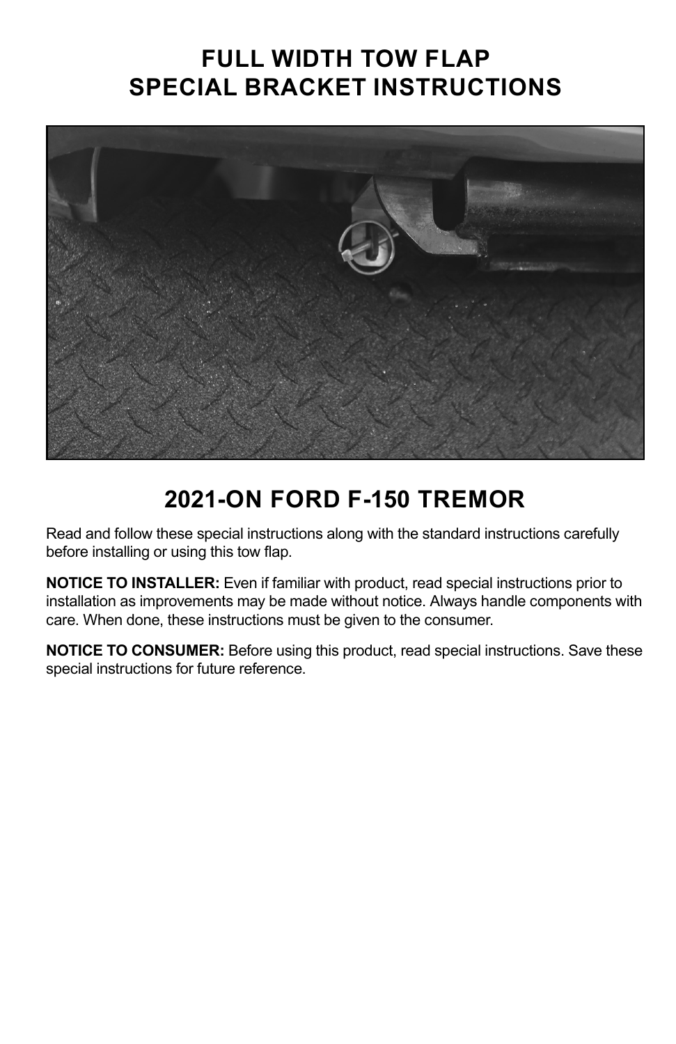# FULL WIDTH TOW FLAP
# SPECIAL BRACKET INSTRUCTIONS

## 2021-ON FORD F-150 TREMOR

Read and follow these special instructions along with the standard instructions carefully before installing or using this tow flap.

**NOTICE TO INSTALLER:** Even if familiar with product, read special instructions prior to installation as improvements may be made without notice. Always handle components with care. When done, these instructions must be given to the consumer.

**NOTICE TO CONSUMER:** Before using this product, read special instructions. Save these special instructions for future reference.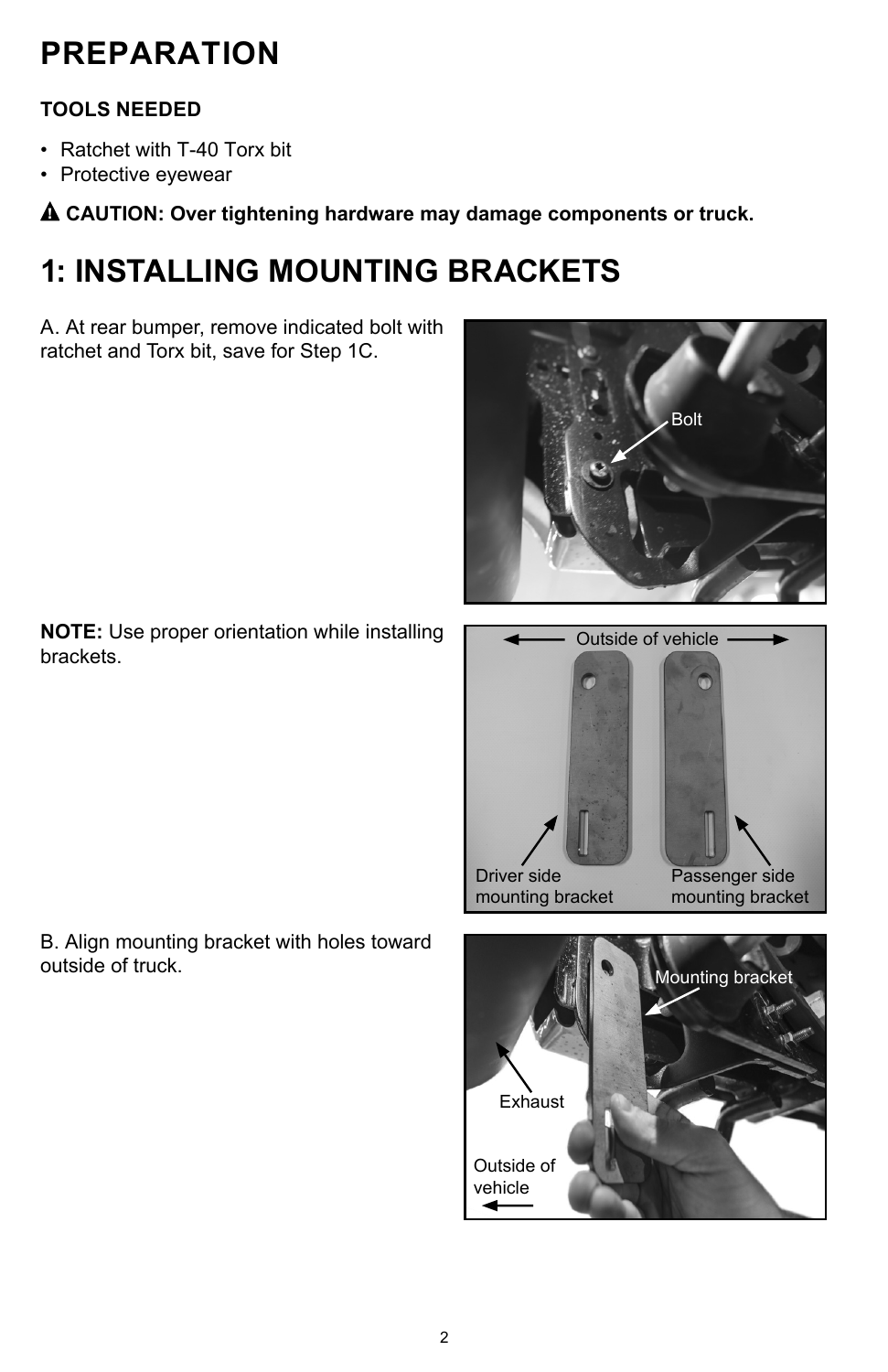# PREPARATION

**TOOLS NEEDED**

- Ratchet with T-40 Torx bit
- Protective eyewear

⚠ **CAUTION: Over tightening hardware may damage components or truck.**

# 1: INSTALLING MOUNTING BRACKETS

A. At rear bumper, remove indicated bolt with ratchet and Torx bit, save for Step 1C.

Bolt

**NOTE:** Use proper orientation while installing brackets.

Outside of vehicle

Driver side mounting bracket

Passenger side mounting bracket

B. Align mounting bracket with holes toward outside of truck.

Mounting bracket

Exhaust

Outside of vehicle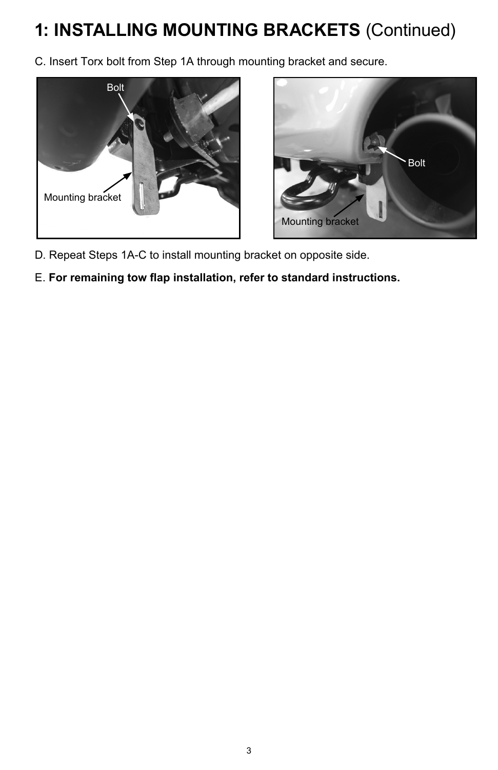# 1: INSTALLING MOUNTING BRACKETS (Continued)

C. Insert Torx bolt from Step 1A through mounting bracket and secure.

Bolt

Mounting bracket

Bolt

Mounting bracket

D. Repeat Steps 1A-C to install mounting bracket on opposite side.

E. **For remaining tow flap installation, refer to standard instructions.**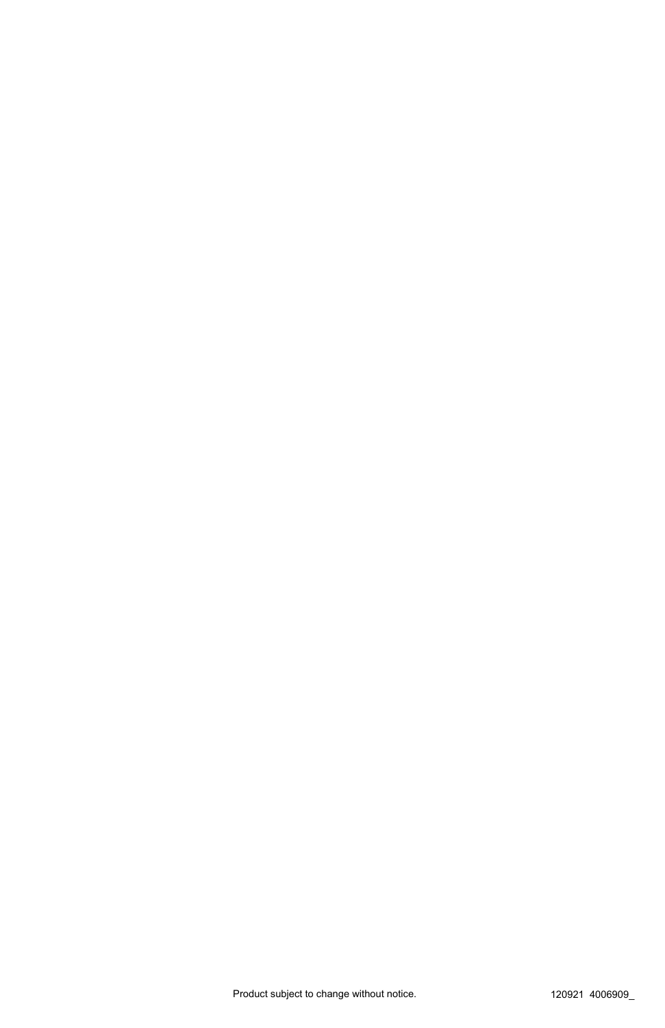Product subject to change without notice.

120921 4006909_